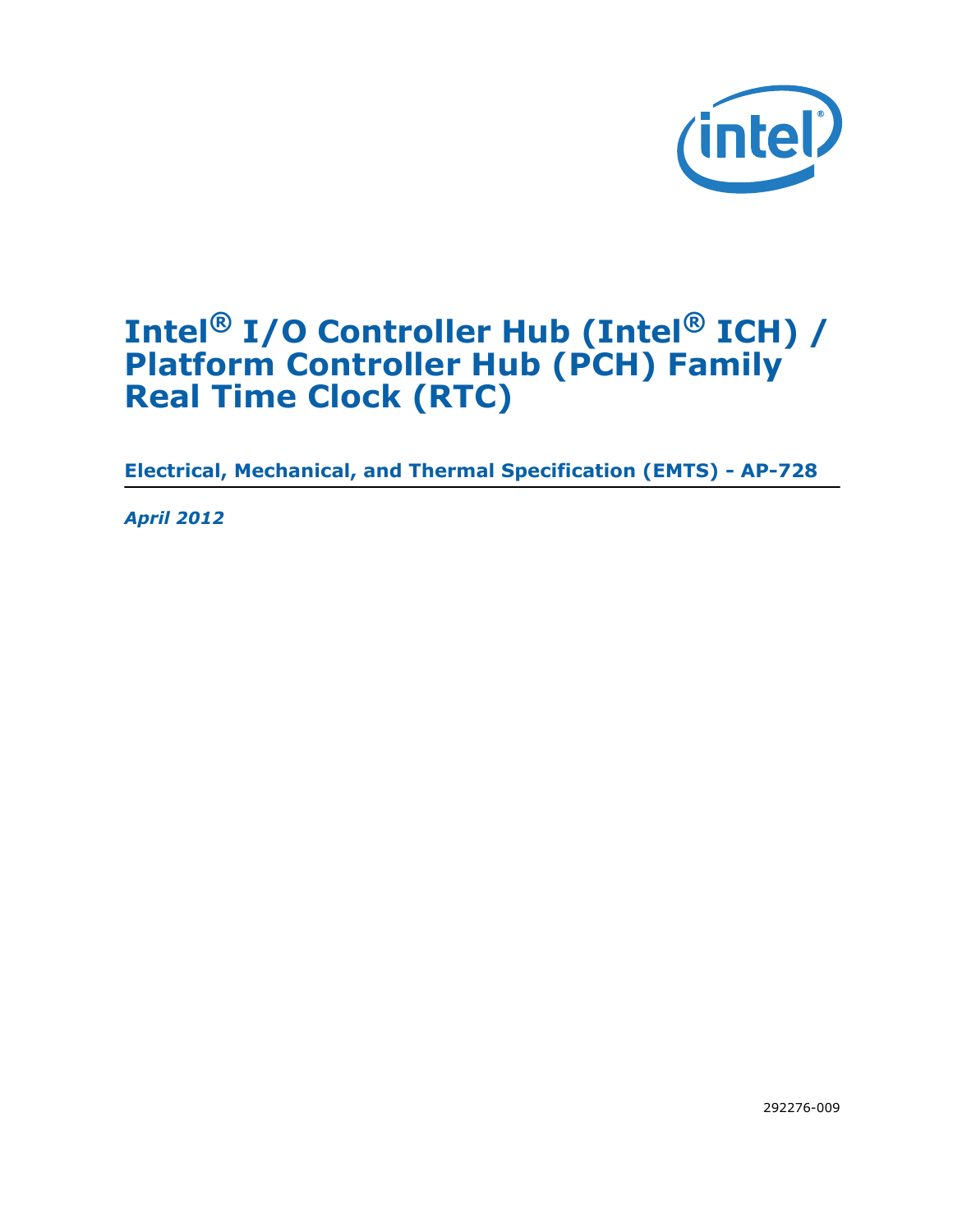# Intel® I/O Controller Hub (Intel® ICH) / Platform Controller Hub (PCH) Family Real Time Clock (RTC)

**Electrical, Mechanical, and Thermal Specification (EMTS) - AP-728**

*April 2012*

292276-009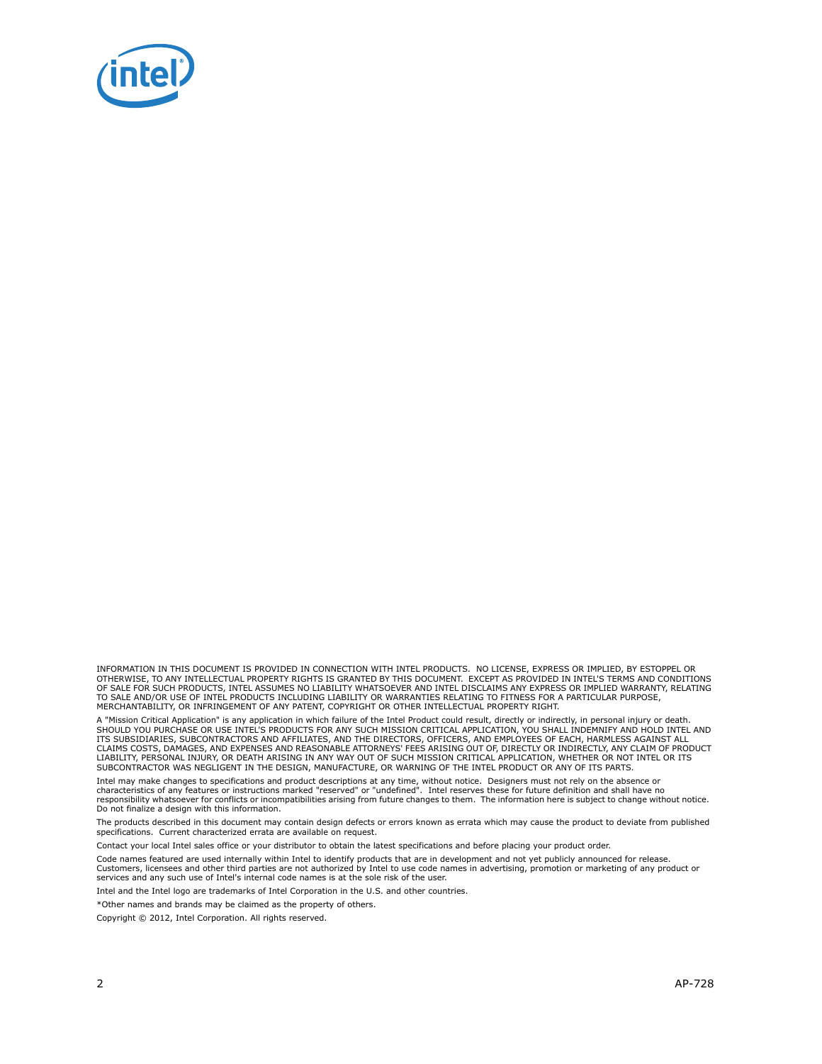INFORMATION IN THIS DOCUMENT IS PROVIDED IN CONNECTION WITH INTEL PRODUCTS. NO LICENSE, EXPRESS OR IMPLIED, BY ESTOPPEL OR OTHERWISE, TO ANY INTELLECTUAL PROPERTY RIGHTS IS GRANTED BY THIS DOCUMENT. EXCEPT AS PROVIDED IN INTEL'S TERMS AND CONDITIONS OF SALE FOR SUCH PRODUCTS, INTEL ASSUMES NO LIABILITY WHATSOEVER AND INTEL DISCLAIMS ANY EXPRESS OR IMPLIED WARRANTY, RELATING TO SALE AND/OR USE OF INTEL PRODUCTS INCLUDING LIABILITY OR WARRANTIES RELATING TO FITNESS FOR A PARTICULAR PURPOSE, MERCHANTABILITY, OR INFRINGEMENT OF ANY PATENT, COPYRIGHT OR OTHER INTELLECTUAL PROPERTY RIGHT.

A "Mission Critical Application" is any application in which failure of the Intel Product could result, directly or indirectly, in personal injury or death. SHOULD YOU PURCHASE OR USE INTEL'S PRODUCTS FOR ANY SUCH MISSION CRITICAL APPLICATION, YOU SHALL INDEMNIFY AND HOLD INTEL AND ITS SUBSIDIARIES, SUBCONTRACTORS AND AFFILIATES, AND THE DIRECTORS, OFFICERS, AND EMPLOYEES OF EACH, HARMLESS AGAINST ALL CLAIMS COSTS, DAMAGES, AND EXPENSES AND REASONABLE ATTORNEYS' FEES ARISING OUT OF, DIRECTLY OR INDIRECTLY, ANY CLAIM OF PRODUCT LIABILITY, PERSONAL INJURY, OR DEATH ARISING IN ANY WAY OUT OF SUCH MISSION CRITICAL APPLICATION, WHETHER OR NOT INTEL OR ITS SUBCONTRACTOR WAS NEGLIGENT IN THE DESIGN, MANUFACTURE, OR WARNING OF THE INTEL PRODUCT OR ANY OF ITS PARTS.

Intel may make changes to specifications and product descriptions at any time, without notice. Designers must not rely on the absence or characteristics of any features or instructions marked "reserved" or "undefined". Intel reserves these for future definition and shall have no responsibility whatsoever for conflicts or incompatibilities arising from future changes to them. The information here is subject to change without notice. Do not finalize a design with this information.

The products described in this document may contain design defects or errors known as errata which may cause the product to deviate from published specifications. Current characterized errata are available on request.

Contact your local Intel sales office or your distributor to obtain the latest specifications and before placing your product order.

Code names featured are used internally within Intel to identify products that are in development and not yet publicly announced for release. Customers, licensees and other third parties are not authorized by Intel to use code names in advertising, promotion or marketing of any product or services and any such use of Intel's internal code names is at the sole risk of the user.

Intel and the Intel logo are trademarks of Intel Corporation in the U.S. and other countries.

*Other names and brands may be claimed as the property of others.

Copyright © 2012, Intel Corporation. All rights reserved.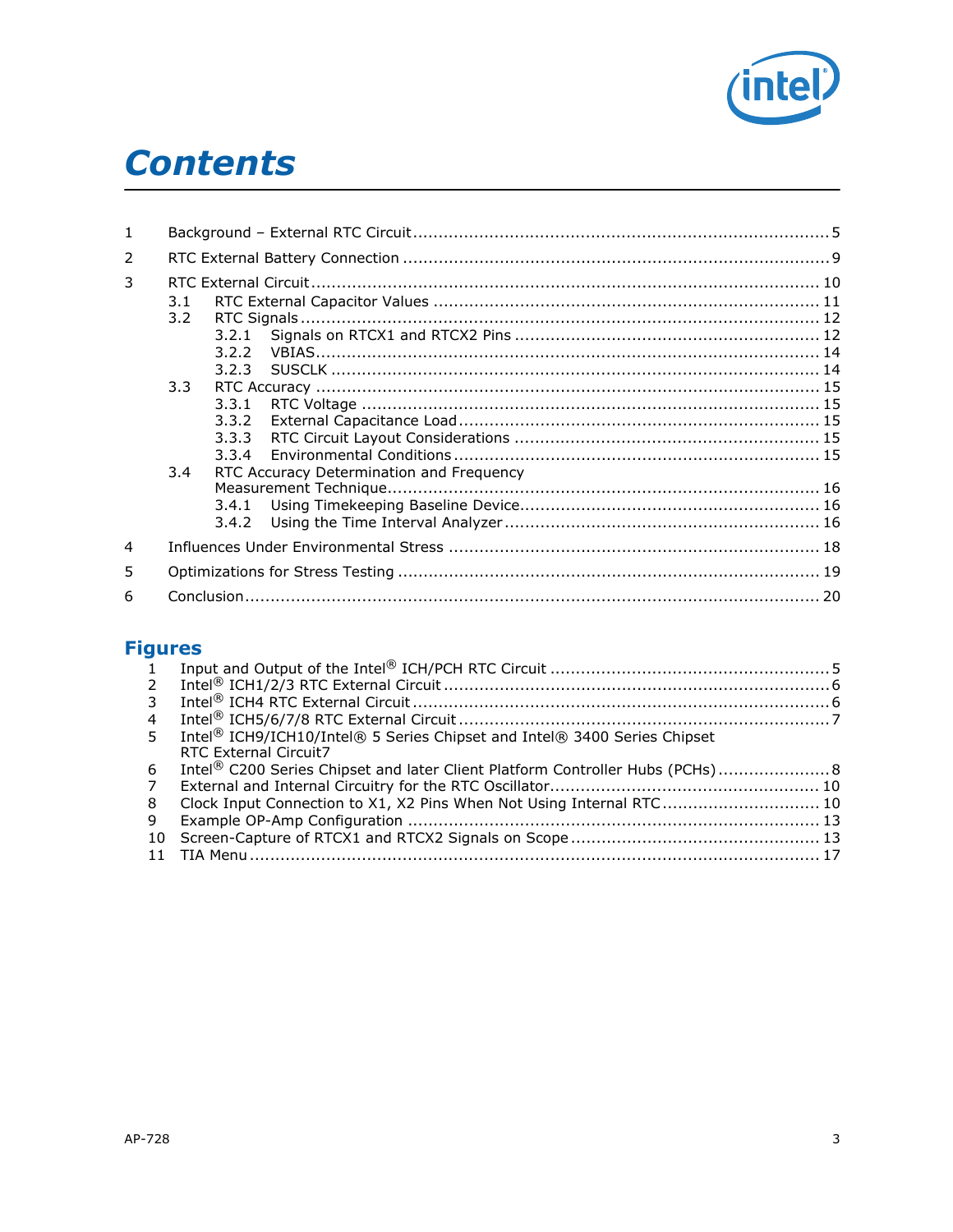# Contents

1 Background – External RTC Circuit ........ 5

2 RTC External Battery Connection ........ 9

3 RTC External Circuit ........ 10
- 3.1 RTC External Capacitor Values ........ 11
- 3.2 RTC Signals ........ 12
  - 3.2.1 Signals on RTCX1 and RTCX2 Pins ........ 12
  - 3.2.2 VBIAS ........ 14
  - 3.2.3 SUSCLK ........ 14
- 3.3 RTC Accuracy ........ 15
  - 3.3.1 RTC Voltage ........ 15
  - 3.3.2 External Capacitance Load ........ 15
  - 3.3.3 RTC Circuit Layout Considerations ........ 15
  - 3.3.4 Environmental Conditions ........ 15
- 3.4 RTC Accuracy Determination and Frequency Measurement Technique ........ 16
  - 3.4.1 Using Timekeeping Baseline Device ........ 16
  - 3.4.2 Using the Time Interval Analyzer ........ 16

4 Influences Under Environmental Stress ........ 18

5 Optimizations for Stress Testing ........ 19

6 Conclusion ........ 20

## Figures

1 Input and Output of the Intel® ICH/PCH RTC Circuit ........ 5

2 Intel® ICH1/2/3 RTC External Circuit ........ 6

3 Intel® ICH4 RTC External Circuit ........ 6

4 Intel® ICH5/6/7/8 RTC External Circuit ........ 7

5 Intel® ICH9/ICH10/Intel® 5 Series Chipset and Intel® 3400 Series Chipset RTC External Circuit7

6 Intel® C200 Series Chipset and later Client Platform Controller Hubs (PCHs) ........ 8

7 External and Internal Circuitry for the RTC Oscillator ........ 10

8 Clock Input Connection to X1, X2 Pins When Not Using Internal RTC ........ 10

9 Example OP-Amp Configuration ........ 13

10 Screen-Capture of RTCX1 and RTCX2 Signals on Scope ........ 13

11 TIA Menu ........ 17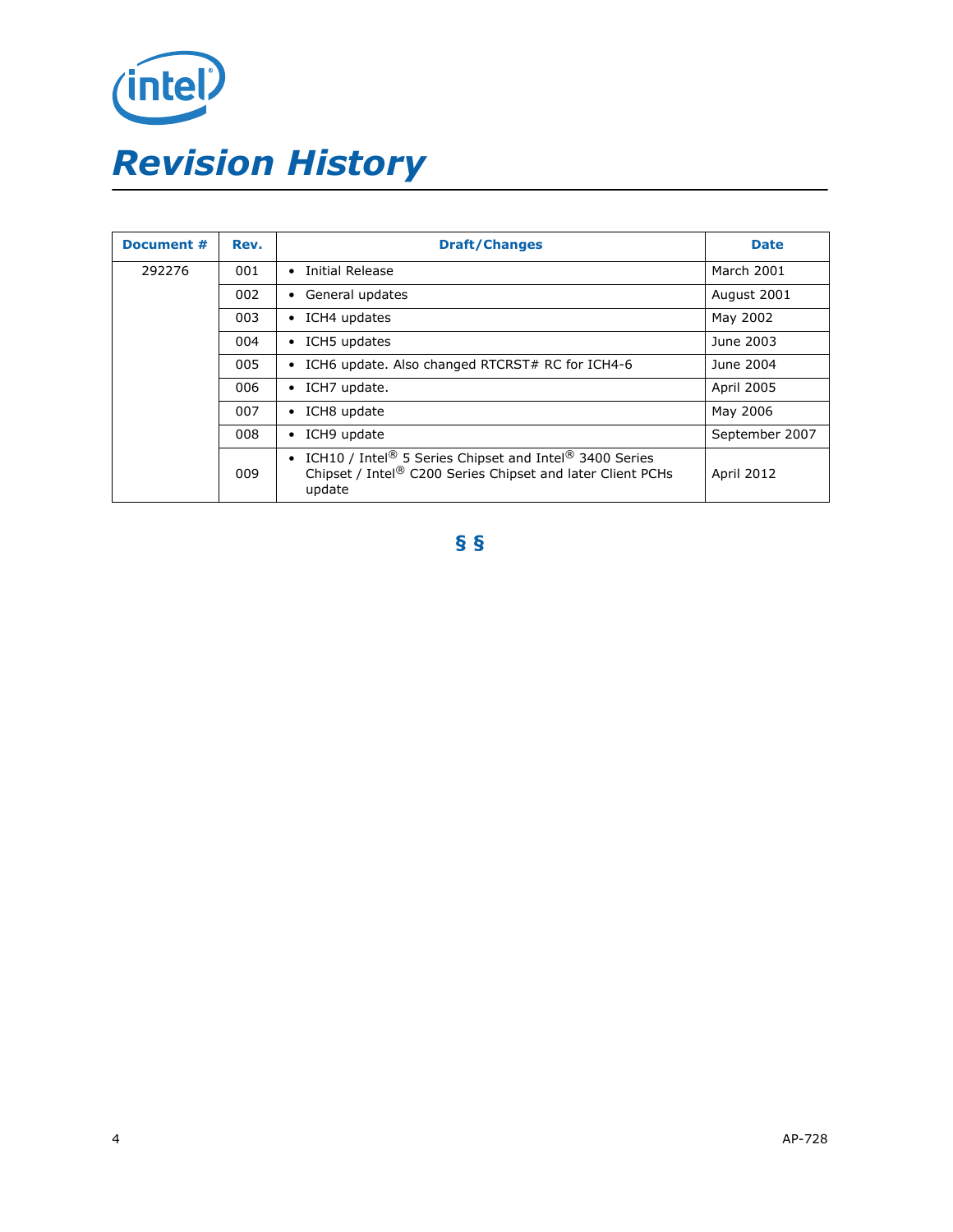# Revision History

| Document # | Rev. | Draft/Changes | Date |
| --- | --- | --- | --- |
| 292276 | 001 | • Initial Release | March 2001 |
| | 002 | • General updates | August 2001 |
| | 003 | • ICH4 updates | May 2002 |
| | 004 | • ICH5 updates | June 2003 |
| | 005 | • ICH6 update. Also changed RTCRST# RC for ICH4-6 | June 2004 |
| | 006 | • ICH7 update. | April 2005 |
| | 007 | • ICH8 update | May 2006 |
| | 008 | • ICH9 update | September 2007 |
| | 009 | • ICH10 / Intel® 5 Series Chipset and Intel® 3400 Series Chipset / Intel® C200 Series Chipset and later Client PCHs update | April 2012 |

§ §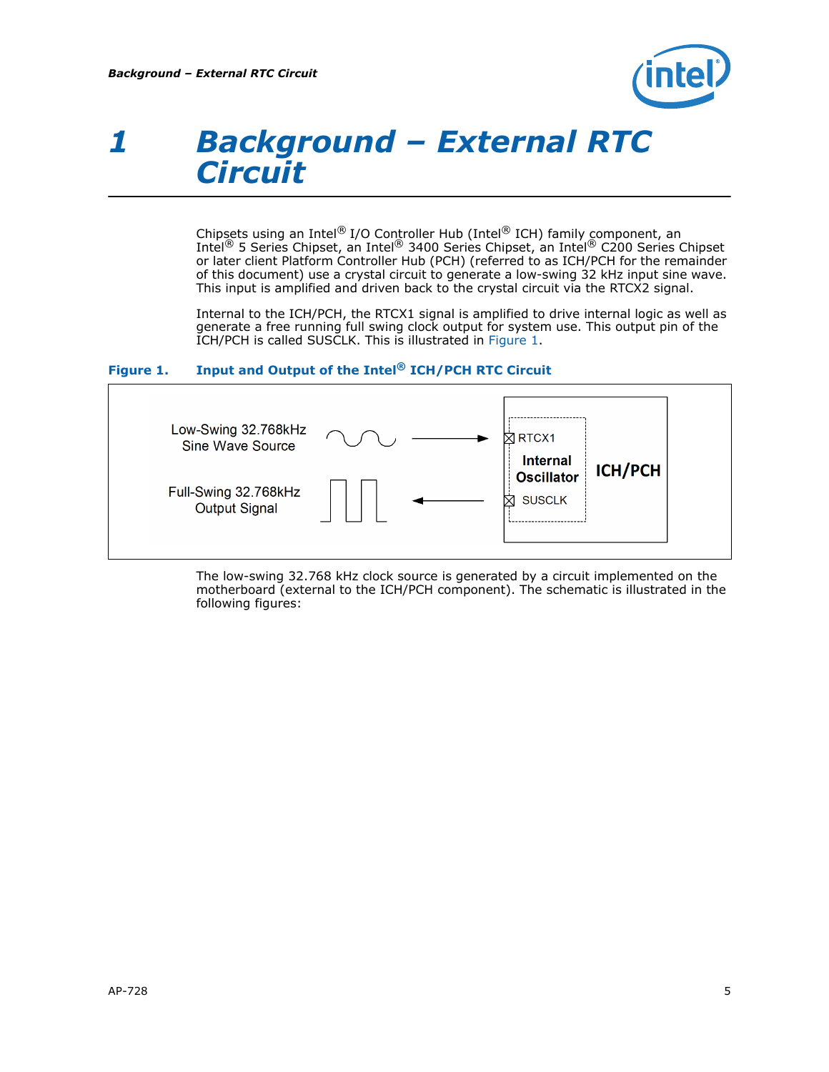# 1 Background – External RTC Circuit

Chipsets using an Intel® I/O Controller Hub (Intel® ICH) family component, an Intel® 5 Series Chipset, an Intel® 3400 Series Chipset, an Intel® C200 Series Chipset or later client Platform Controller Hub (PCH) (referred to as ICH/PCH for the remainder of this document) use a crystal circuit to generate a low-swing 32 kHz input sine wave. This input is amplified and driven back to the crystal circuit via the RTCX2 signal.

Internal to the ICH/PCH, the RTCX1 signal is amplified to drive internal logic as well as generate a free running full swing clock output for system use. This output pin of the ICH/PCH is called SUSCLK. This is illustrated in Figure 1.

**Figure 1. Input and Output of the Intel® ICH/PCH RTC Circuit**

Low-Swing 32.768kHz Sine Wave Source → RTCX1

Full-Swing 32.768kHz Output Signal ← SUSCLK

Internal Oscillator

ICH/PCH

The low-swing 32.768 kHz clock source is generated by a circuit implemented on the motherboard (external to the ICH/PCH component). The schematic is illustrated in the following figures: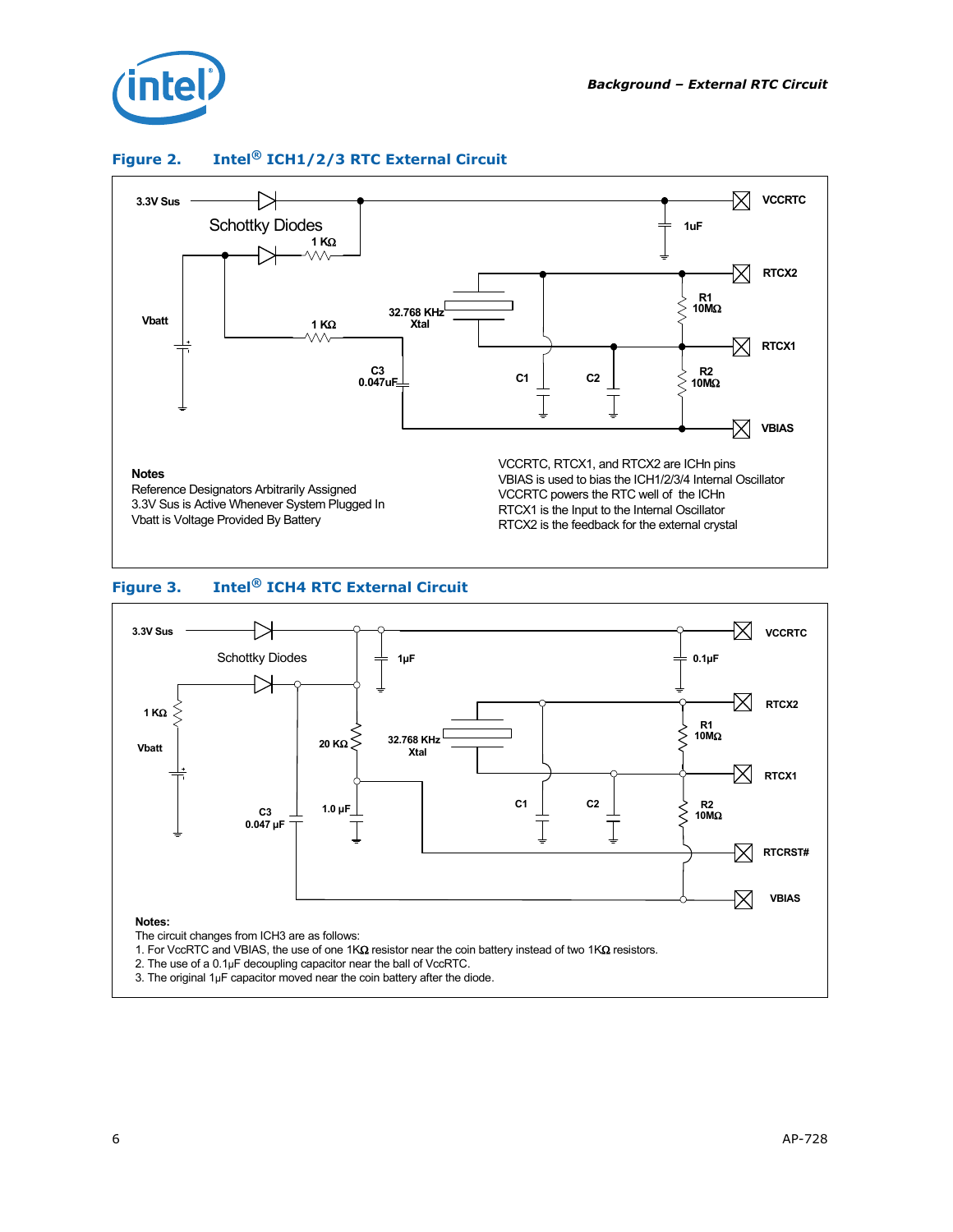**Figure 2. Intel® ICH1/2/3 RTC External Circuit**

3.3V Sus

Schottky Diodes

1 KΩ

1 KΩ

Vbatt

32.768 KHz Xtal

C3 0.047uF

C1

C2

1uF

R1 10MΩ

R2 10MΩ

VCCRTC

RTCX2

RTCX1

VBIAS

**Notes**

Reference Designators Arbitrarily Assigned
3.3V Sus is Active Whenever System Plugged In
Vbatt is Voltage Provided By Battery

VCCRTC, RTCX1, and RTCX2 are ICHn pins
VBIAS is used to bias the ICH1/2/3/4 Internal Oscillator
VCCRTC powers the RTC well of the ICHn
RTCX1 is the Input to the Internal Oscillator
RTCX2 is the feedback for the external crystal

**Figure 3. Intel® ICH4 RTC External Circuit**

3.3V Sus

Schottky Diodes

1 KΩ

Vbatt

C3 0.047 µF

20 KΩ

1.0 µF

1µF

32.768 KHz Xtal

C1

C2

0.1µF

R1 10MΩ

R2 10MΩ

VCCRTC

RTCX2

RTCX1

RTCRST#

VBIAS

**Notes:**

The circuit changes from ICH3 are as follows:

1. For VccRTC and VBIAS, the use of one 1KΩ resistor near the coin battery instead of two 1KΩ resistors.
2. The use of a 0.1µF decoupling capacitor near the ball of VccRTC.
3. The original 1µF capacitor moved near the coin battery after the diode.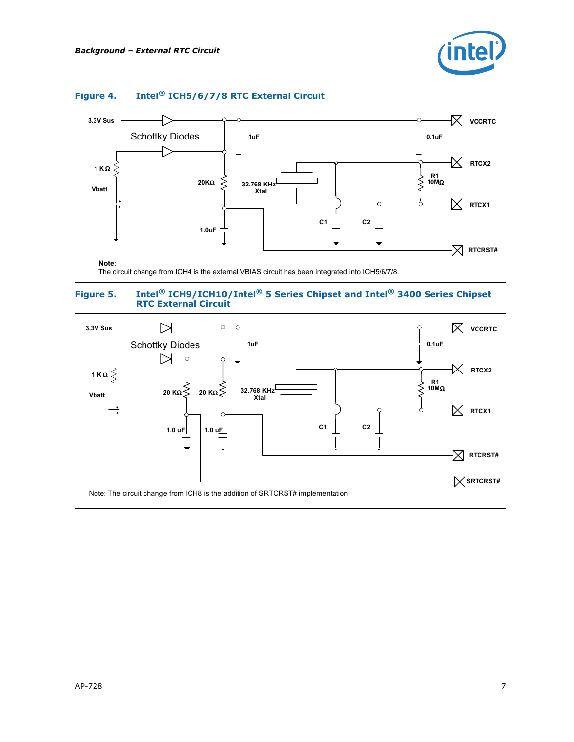**Figure 4. Intel® ICH5/6/7/8 RTC External Circuit**

**Note**:
The circuit change from ICH4 is the external VBIAS circuit has been integrated into ICH5/6/7/8.

**Figure 5. Intel® ICH9/ICH10/Intel® 5 Series Chipset and Intel® 3400 Series Chipset RTC External Circuit**

Note: The circuit change from ICH8 is the addition of SRTCRST# implementation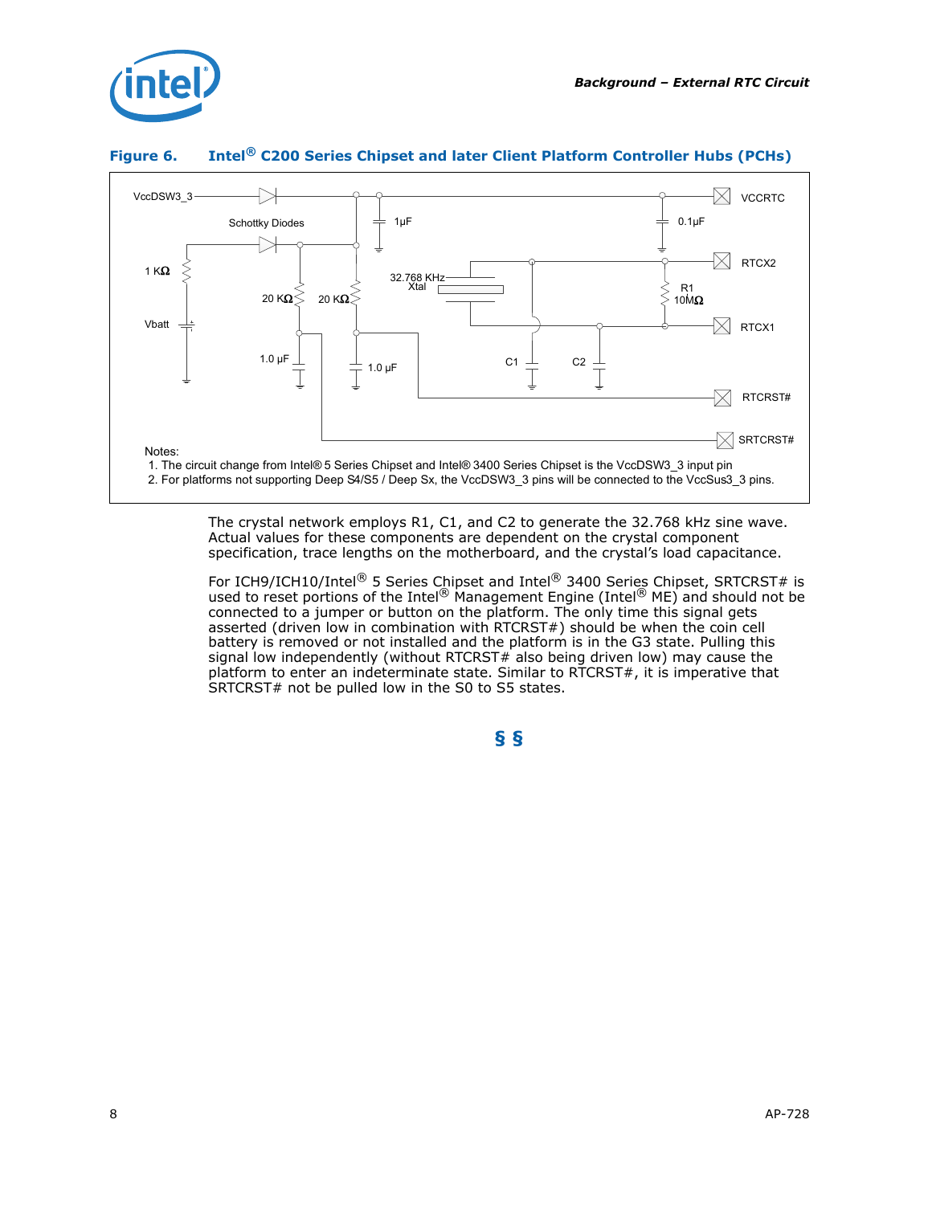**Figure 6. Intel® C200 Series Chipset and later Client Platform Controller Hubs (PCHs)**

Notes:

1. The circuit change from Intel® 5 Series Chipset and Intel® 3400 Series Chipset is the VccDSW3_3 input pin
2. For platforms not supporting Deep S4/S5 / Deep Sx, the VccDSW3_3 pins will be connected to the VccSus3_3 pins.

The crystal network employs R1, C1, and C2 to generate the 32.768 kHz sine wave. Actual values for these components are dependent on the crystal component specification, trace lengths on the motherboard, and the crystal's load capacitance.

For ICH9/ICH10/Intel® 5 Series Chipset and Intel® 3400 Series Chipset, SRTCRST# is used to reset portions of the Intel® Management Engine (Intel® ME) and should not be connected to a jumper or button on the platform. The only time this signal gets asserted (driven low in combination with RTCRST#) should be when the coin cell battery is removed or not installed and the platform is in the G3 state. Pulling this signal low independently (without RTCRST# also being driven low) may cause the platform to enter an indeterminate state. Similar to RTCRST#, it is imperative that SRTCRST# not be pulled low in the S0 to S5 states.

§ §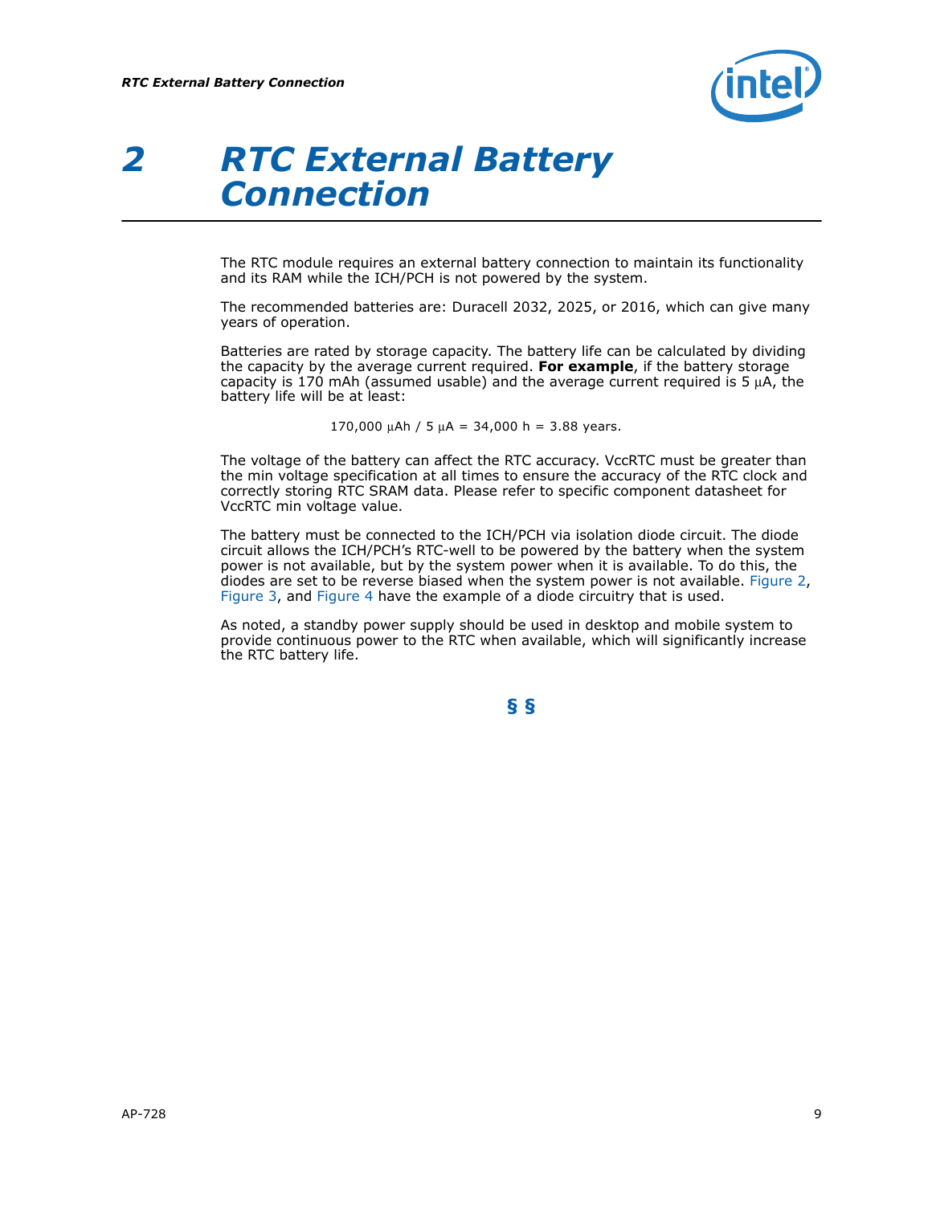# 2 RTC External Battery Connection

The RTC module requires an external battery connection to maintain its functionality and its RAM while the ICH/PCH is not powered by the system.

The recommended batteries are: Duracell 2032, 2025, or 2016, which can give many years of operation.

Batteries are rated by storage capacity. The battery life can be calculated by dividing the capacity by the average current required. **For example**, if the battery storage capacity is 170 mAh (assumed usable) and the average current required is 5 μA, the battery life will be at least:

$$170{,}000\ \mu\text{Ah} / 5\ \mu\text{A} = 34{,}000\ \text{h} = 3.88\ \text{years.}$$

The voltage of the battery can affect the RTC accuracy. VccRTC must be greater than the min voltage specification at all times to ensure the accuracy of the RTC clock and correctly storing RTC SRAM data. Please refer to specific component datasheet for VccRTC min voltage value.

The battery must be connected to the ICH/PCH via isolation diode circuit. The diode circuit allows the ICH/PCH's RTC-well to be powered by the battery when the system power is not available, but by the system power when it is available. To do this, the diodes are set to be reverse biased when the system power is not available. Figure 2, Figure 3, and Figure 4 have the example of a diode circuitry that is used.

As noted, a standby power supply should be used in desktop and mobile system to provide continuous power to the RTC when available, which will significantly increase the RTC battery life.

§ §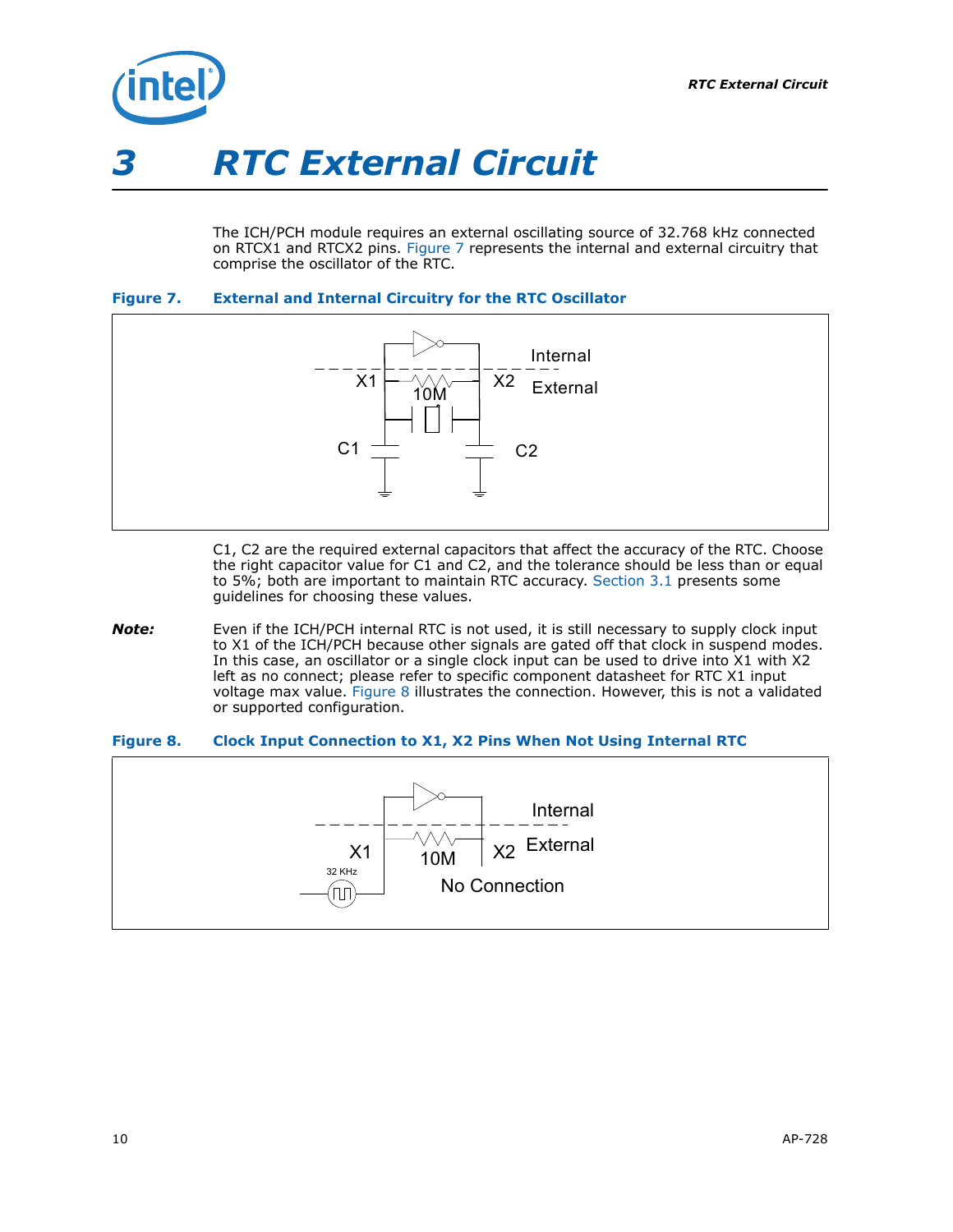# 3 RTC External Circuit

The ICH/PCH module requires an external oscillating source of 32.768 kHz connected on RTCX1 and RTCX2 pins. Figure 7 represents the internal and external circuitry that comprise the oscillator of the RTC.

**Figure 7. External and Internal Circuitry for the RTC Oscillator**

C1, C2 are the required external capacitors that affect the accuracy of the RTC. Choose the right capacitor value for C1 and C2, and the tolerance should be less than or equal to 5%; both are important to maintain RTC accuracy. Section 3.1 presents some guidelines for choosing these values.

***Note:*** Even if the ICH/PCH internal RTC is not used, it is still necessary to supply clock input to X1 of the ICH/PCH because other signals are gated off that clock in suspend modes. In this case, an oscillator or a single clock input can be used to drive into X1 with X2 left as no connect; please refer to specific component datasheet for RTC X1 input voltage max value. Figure 8 illustrates the connection. However, this is not a validated or supported configuration.

**Figure 8. Clock Input Connection to X1, X2 Pins When Not Using Internal RTC**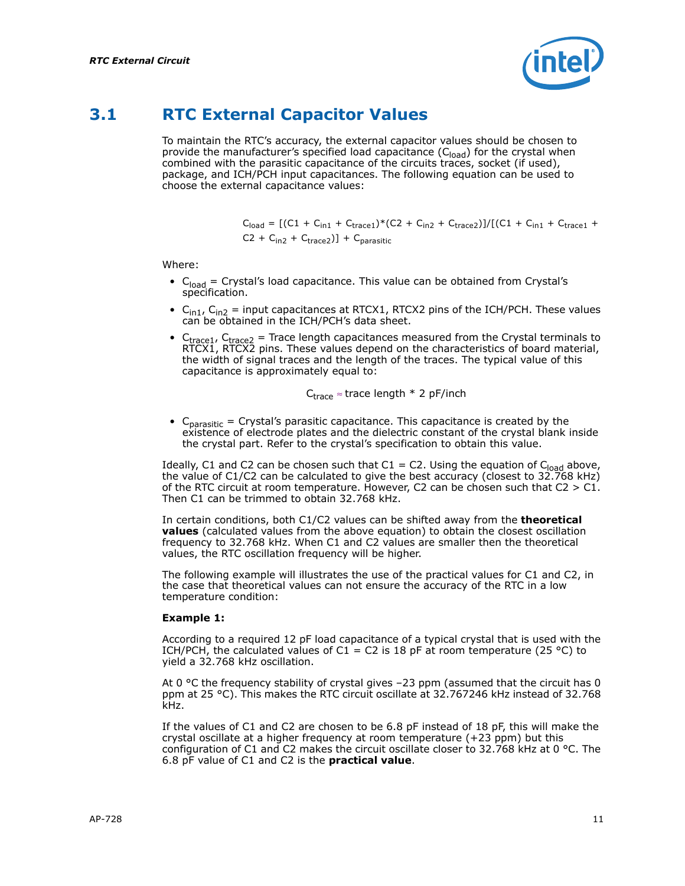## 3.1 RTC External Capacitor Values

To maintain the RTC's accuracy, the external capacitor values should be chosen to provide the manufacturer's specified load capacitance ($C_{load}$) for the crystal when combined with the parasitic capacitance of the circuits traces, socket (if used), package, and ICH/PCH input capacitances. The following equation can be used to choose the external capacitance values:

$$C_{load} = [(C1 + C_{in1} + C_{trace1})*(C2 + C_{in2} + C_{trace2})]/[(C1 + C_{in1} + C_{trace1} + C2 + C_{in2} + C_{trace2})] + C_{parasitic}$$

Where:

- $C_{load}$ = Crystal's load capacitance. This value can be obtained from Crystal's specification.
- $C_{in1}$, $C_{in2}$ = input capacitances at RTCX1, RTCX2 pins of the ICH/PCH. These values can be obtained in the ICH/PCH's data sheet.
- $C_{trace1}$, $C_{trace2}$ = Trace length capacitances measured from the Crystal terminals to RTCX1, RTCX2 pins. These values depend on the characteristics of board material, the width of signal traces and the length of the traces. The typical value of this capacitance is approximately equal to:

$$C_{trace} \approx \text{trace length} * 2\ \text{pF/inch}$$

- $C_{parasitic}$ = Crystal's parasitic capacitance. This capacitance is created by the existence of electrode plates and the dielectric constant of the crystal blank inside the crystal part. Refer to the crystal's specification to obtain this value.

Ideally, C1 and C2 can be chosen such that C1 = C2. Using the equation of $C_{load}$ above, the value of C1/C2 can be calculated to give the best accuracy (closest to 32.768 kHz) of the RTC circuit at room temperature. However, C2 can be chosen such that C2 > C1. Then C1 can be trimmed to obtain 32.768 kHz.

In certain conditions, both C1/C2 values can be shifted away from the **theoretical values** (calculated values from the above equation) to obtain the closest oscillation frequency to 32.768 kHz. When C1 and C2 values are smaller then the theoretical values, the RTC oscillation frequency will be higher.

The following example will illustrates the use of the practical values for C1 and C2, in the case that theoretical values can not ensure the accuracy of the RTC in a low temperature condition:

**Example 1:**

According to a required 12 pF load capacitance of a typical crystal that is used with the ICH/PCH, the calculated values of C1 = C2 is 18 pF at room temperature (25 °C) to yield a 32.768 kHz oscillation.

At 0 °C the frequency stability of crystal gives –23 ppm (assumed that the circuit has 0 ppm at 25 °C). This makes the RTC circuit oscillate at 32.767246 kHz instead of 32.768 kHz.

If the values of C1 and C2 are chosen to be 6.8 pF instead of 18 pF, this will make the crystal oscillate at a higher frequency at room temperature (+23 ppm) but this configuration of C1 and C2 makes the circuit oscillate closer to 32.768 kHz at 0 °C. The 6.8 pF value of C1 and C2 is the **practical value**.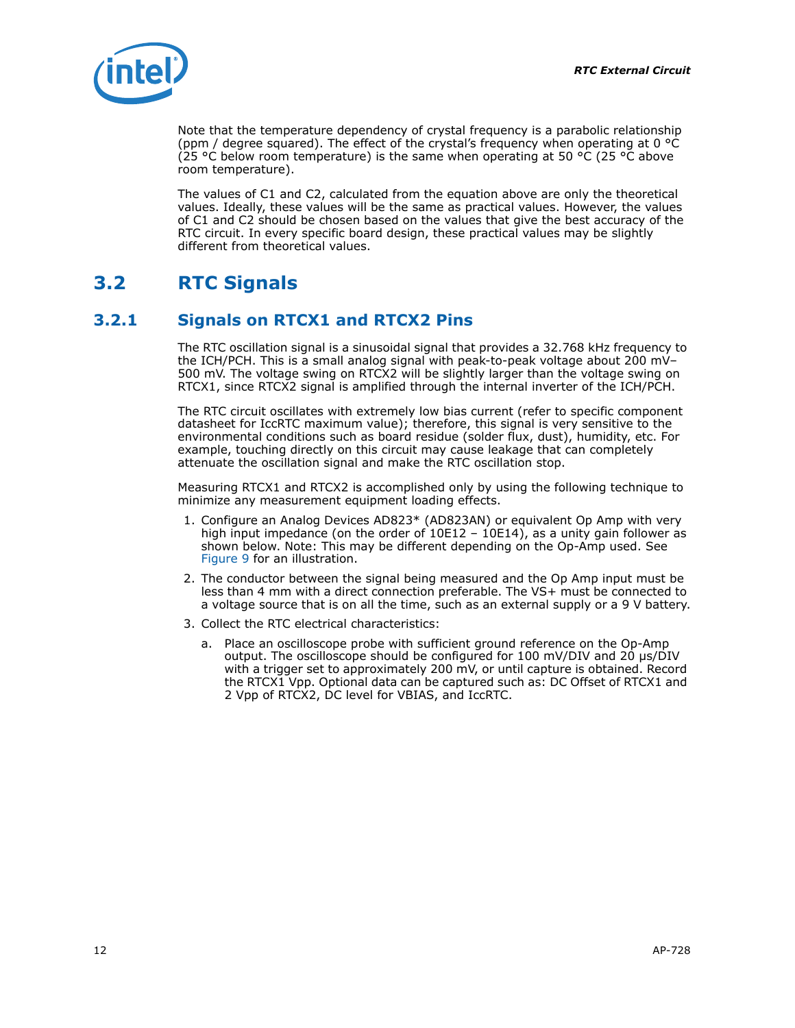Note that the temperature dependency of crystal frequency is a parabolic relationship (ppm / degree squared). The effect of the crystal's frequency when operating at 0 °C (25 °C below room temperature) is the same when operating at 50 °C (25 °C above room temperature).

The values of C1 and C2, calculated from the equation above are only the theoretical values. Ideally, these values will be the same as practical values. However, the values of C1 and C2 should be chosen based on the values that give the best accuracy of the RTC circuit. In every specific board design, these practical values may be slightly different from theoretical values.

## 3.2 RTC Signals

### 3.2.1 Signals on RTCX1 and RTCX2 Pins

The RTC oscillation signal is a sinusoidal signal that provides a 32.768 kHz frequency to the ICH/PCH. This is a small analog signal with peak-to-peak voltage about 200 mV–500 mV. The voltage swing on RTCX2 will be slightly larger than the voltage swing on RTCX1, since RTCX2 signal is amplified through the internal inverter of the ICH/PCH.

The RTC circuit oscillates with extremely low bias current (refer to specific component datasheet for IccRTC maximum value); therefore, this signal is very sensitive to the environmental conditions such as board residue (solder flux, dust), humidity, etc. For example, touching directly on this circuit may cause leakage that can completely attenuate the oscillation signal and make the RTC oscillation stop.

Measuring RTCX1 and RTCX2 is accomplished only by using the following technique to minimize any measurement equipment loading effects.

1. Configure an Analog Devices AD823* (AD823AN) or equivalent Op Amp with very high input impedance (on the order of 10E12 – 10E14), as a unity gain follower as shown below. Note: This may be different depending on the Op-Amp used. See Figure 9 for an illustration.
2. The conductor between the signal being measured and the Op Amp input must be less than 4 mm with a direct connection preferable. The VS+ must be connected to a voltage source that is on all the time, such as an external supply or a 9 V battery.
3. Collect the RTC electrical characteristics:
   a. Place an oscilloscope probe with sufficient ground reference on the Op-Amp output. The oscilloscope should be configured for 100 mV/DIV and 20 µs/DIV with a trigger set to approximately 200 mV, or until capture is obtained. Record the RTCX1 Vpp. Optional data can be captured such as: DC Offset of RTCX1 and 2 Vpp of RTCX2, DC level for VBIAS, and IccRTC.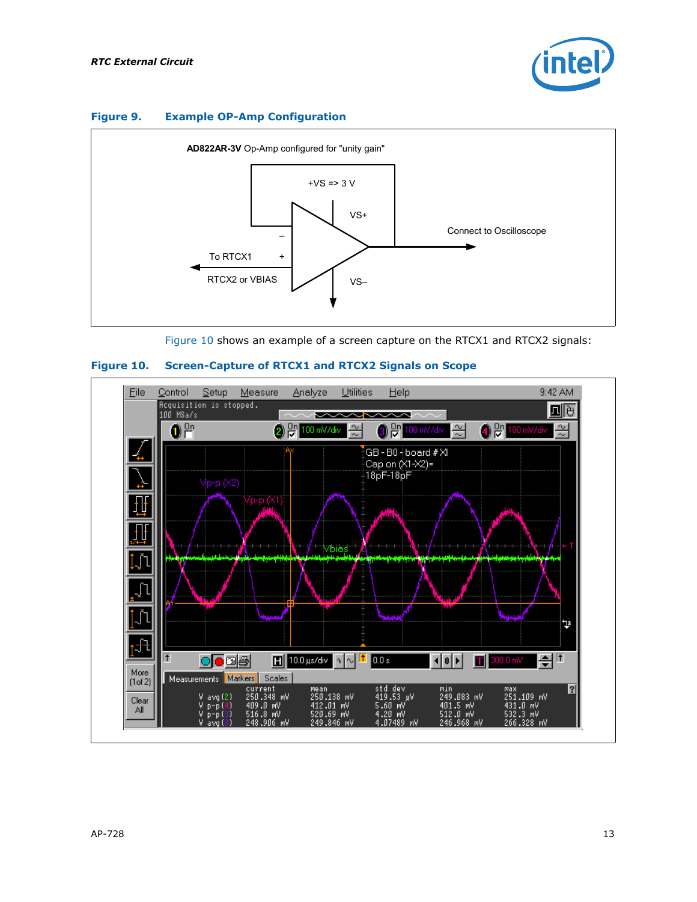**Figure 9. Example OP-Amp Configuration**

**AD822AR-3V** Op-Amp configured for "unity gain"

+VS => 3 V

VS+

–

+

To RTCX1

RTCX2 or VBIAS

VS–

Connect to Oscilloscope

Figure 10 shows an example of a screen capture on the RTCX1 and RTCX2 signals:

**Figure 10. Screen-Capture of RTCX1 and RTCX2 Signals on Scope**

GB - B0 - board # XI
Cap on (X1-X2)=
18pF-18pF

Vp-p (X2)

Vp-p (X1)

Vbias

| | current | mean | std dev | min | max |
|---|---|---|---|---|---|
| V avg(2) | 250.348 mV | 250.138 mV | 419.53 µV | 249.083 mV | 251.109 mV |
| V p-p(4) | 409.0 mV | 412.01 mV | 5.60 mV | 401.5 mV | 431.0 mV |
| V p-p(3) | 516.8 mV | 520.69 mV | 4.20 mV | 512.0 mV | 532.3 mV |
| V avg(3) | 248.906 mV | 249.846 mV | 4.07489 mV | 246.968 mV | 266.328 mV |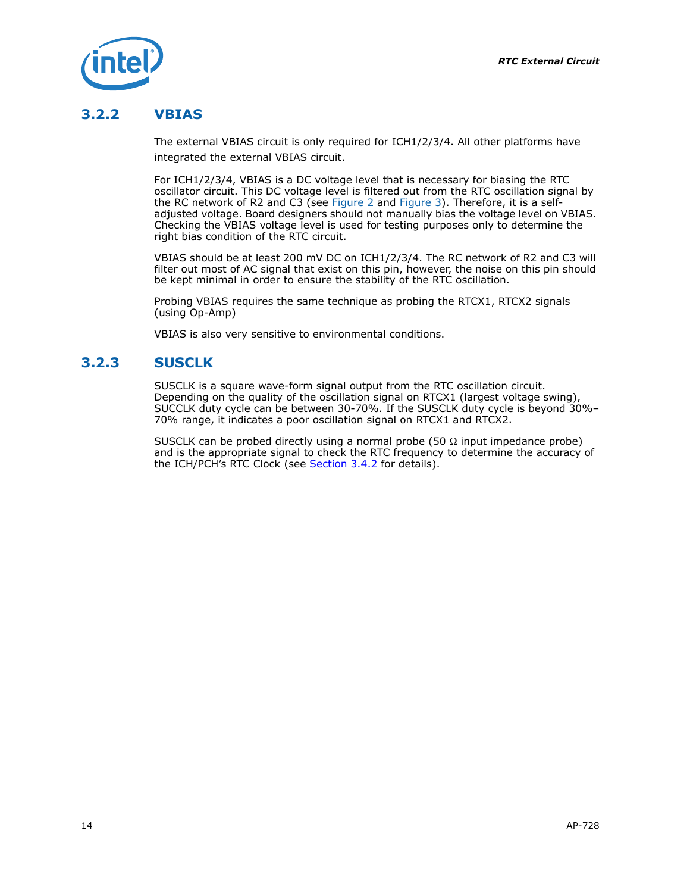### 3.2.2 VBIAS

The external VBIAS circuit is only required for ICH1/2/3/4. All other platforms have integrated the external VBIAS circuit.

For ICH1/2/3/4, VBIAS is a DC voltage level that is necessary for biasing the RTC oscillator circuit. This DC voltage level is filtered out from the RTC oscillation signal by the RC network of R2 and C3 (see Figure 2 and Figure 3). Therefore, it is a self-adjusted voltage. Board designers should not manually bias the voltage level on VBIAS. Checking the VBIAS voltage level is used for testing purposes only to determine the right bias condition of the RTC circuit.

VBIAS should be at least 200 mV DC on ICH1/2/3/4. The RC network of R2 and C3 will filter out most of AC signal that exist on this pin, however, the noise on this pin should be kept minimal in order to ensure the stability of the RTC oscillation.

Probing VBIAS requires the same technique as probing the RTCX1, RTCX2 signals (using Op-Amp)

VBIAS is also very sensitive to environmental conditions.

### 3.2.3 SUSCLK

SUSCLK is a square wave-form signal output from the RTC oscillation circuit. Depending on the quality of the oscillation signal on RTCX1 (largest voltage swing), SUCCLK duty cycle can be between 30-70%. If the SUSCLK duty cycle is beyond 30%–70% range, it indicates a poor oscillation signal on RTCX1 and RTCX2.

SUSCLK can be probed directly using a normal probe (50 Ω input impedance probe) and is the appropriate signal to check the RTC frequency to determine the accuracy of the ICH/PCH's RTC Clock (see Section 3.4.2 for details).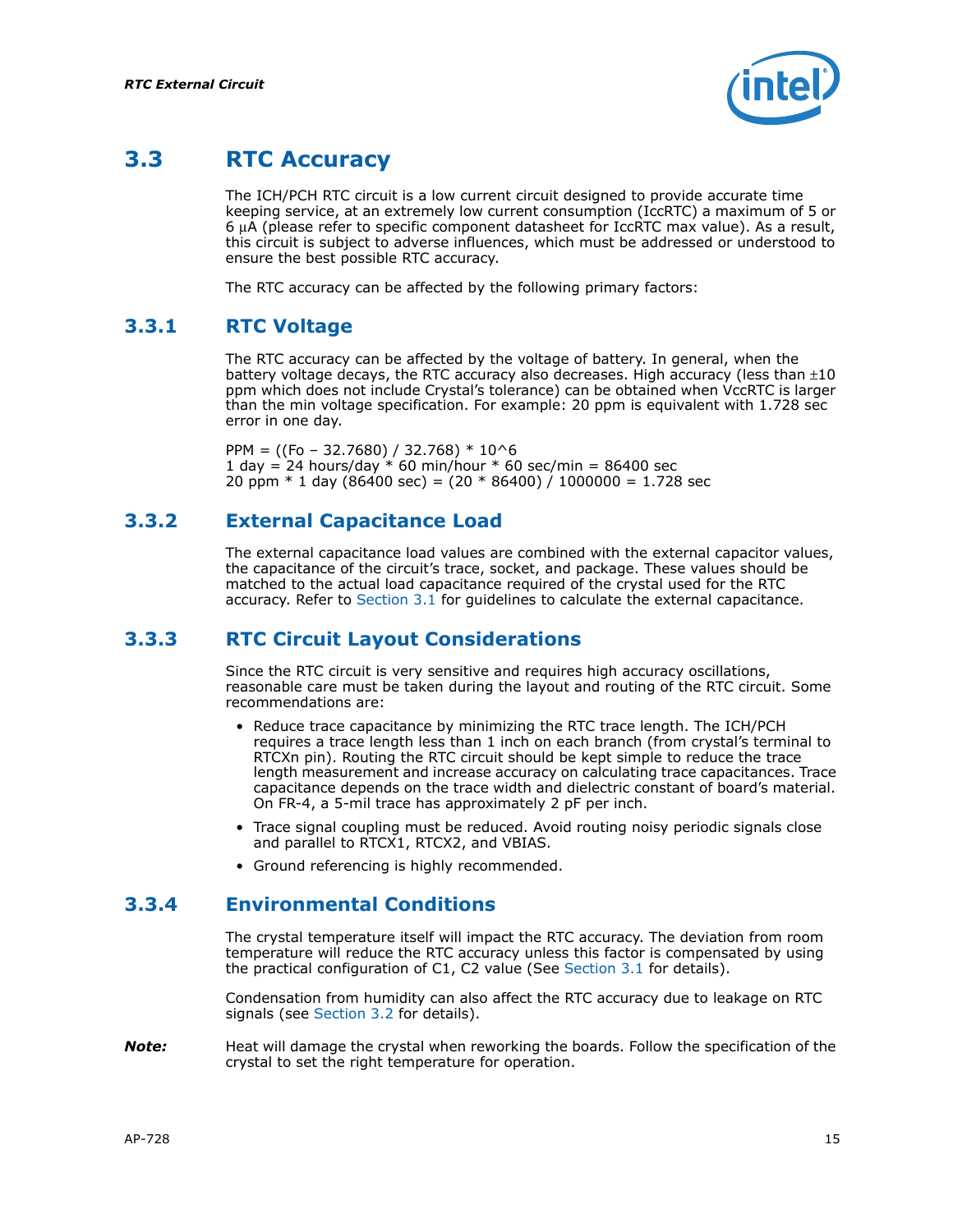## 3.3 RTC Accuracy

The ICH/PCH RTC circuit is a low current circuit designed to provide accurate time keeping service, at an extremely low current consumption (IccRTC) a maximum of 5 or 6 μA (please refer to specific component datasheet for IccRTC max value). As a result, this circuit is subject to adverse influences, which must be addressed or understood to ensure the best possible RTC accuracy.

The RTC accuracy can be affected by the following primary factors:

### 3.3.1 RTC Voltage

The RTC accuracy can be affected by the voltage of battery. In general, when the battery voltage decays, the RTC accuracy also decreases. High accuracy (less than ±10 ppm which does not include Crystal's tolerance) can be obtained when VccRTC is larger than the min voltage specification. For example: 20 ppm is equivalent with 1.728 sec error in one day.

PPM = ((Fo – 32.7680) / 32.768) * 10^6
1 day = 24 hours/day * 60 min/hour * 60 sec/min = 86400 sec
20 ppm * 1 day (86400 sec) = (20 * 86400) / 1000000 = 1.728 sec

### 3.3.2 External Capacitance Load

The external capacitance load values are combined with the external capacitor values, the capacitance of the circuit's trace, socket, and package. These values should be matched to the actual load capacitance required of the crystal used for the RTC accuracy. Refer to Section 3.1 for guidelines to calculate the external capacitance.

### 3.3.3 RTC Circuit Layout Considerations

Since the RTC circuit is very sensitive and requires high accuracy oscillations, reasonable care must be taken during the layout and routing of the RTC circuit. Some recommendations are:

- Reduce trace capacitance by minimizing the RTC trace length. The ICH/PCH requires a trace length less than 1 inch on each branch (from crystal's terminal to RTCXn pin). Routing the RTC circuit should be kept simple to reduce the trace length measurement and increase accuracy on calculating trace capacitances. Trace capacitance depends on the trace width and dielectric constant of board's material. On FR-4, a 5-mil trace has approximately 2 pF per inch.
- Trace signal coupling must be reduced. Avoid routing noisy periodic signals close and parallel to RTCX1, RTCX2, and VBIAS.
- Ground referencing is highly recommended.

### 3.3.4 Environmental Conditions

The crystal temperature itself will impact the RTC accuracy. The deviation from room temperature will reduce the RTC accuracy unless this factor is compensated by using the practical configuration of C1, C2 value (See Section 3.1 for details).

Condensation from humidity can also affect the RTC accuracy due to leakage on RTC signals (see Section 3.2 for details).

***Note:*** Heat will damage the crystal when reworking the boards. Follow the specification of the crystal to set the right temperature for operation.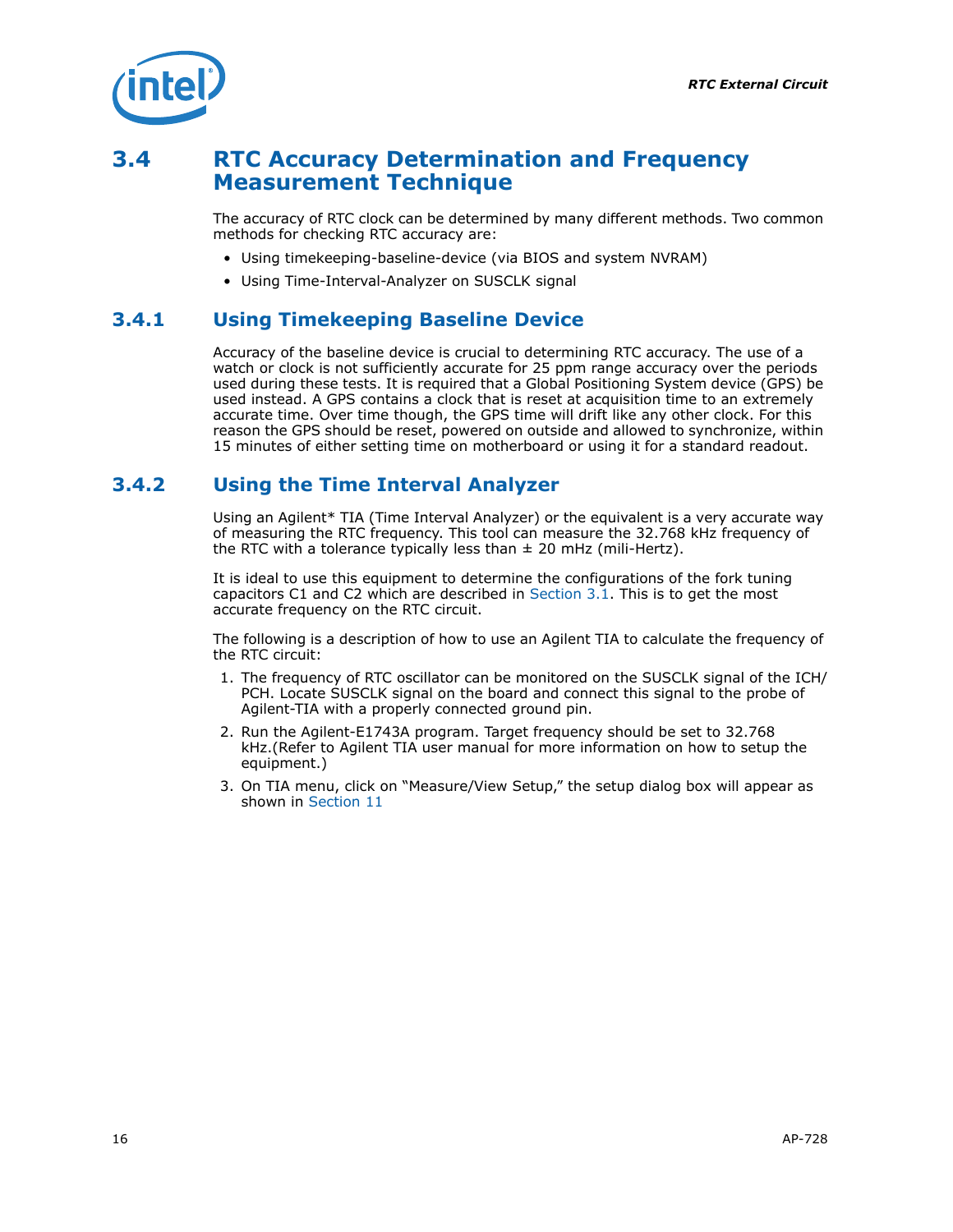## 3.4 RTC Accuracy Determination and Frequency Measurement Technique

The accuracy of RTC clock can be determined by many different methods. Two common methods for checking RTC accuracy are:

- Using timekeeping-baseline-device (via BIOS and system NVRAM)
- Using Time-Interval-Analyzer on SUSCLK signal

### 3.4.1 Using Timekeeping Baseline Device

Accuracy of the baseline device is crucial to determining RTC accuracy. The use of a watch or clock is not sufficiently accurate for 25 ppm range accuracy over the periods used during these tests. It is required that a Global Positioning System device (GPS) be used instead. A GPS contains a clock that is reset at acquisition time to an extremely accurate time. Over time though, the GPS time will drift like any other clock. For this reason the GPS should be reset, powered on outside and allowed to synchronize, within 15 minutes of either setting time on motherboard or using it for a standard readout.

### 3.4.2 Using the Time Interval Analyzer

Using an Agilent* TIA (Time Interval Analyzer) or the equivalent is a very accurate way of measuring the RTC frequency. This tool can measure the 32.768 kHz frequency of the RTC with a tolerance typically less than ± 20 mHz (mili-Hertz).

It is ideal to use this equipment to determine the configurations of the fork tuning capacitors C1 and C2 which are described in Section 3.1. This is to get the most accurate frequency on the RTC circuit.

The following is a description of how to use an Agilent TIA to calculate the frequency of the RTC circuit:

1. The frequency of RTC oscillator can be monitored on the SUSCLK signal of the ICH/PCH. Locate SUSCLK signal on the board and connect this signal to the probe of Agilent-TIA with a properly connected ground pin.
2. Run the Agilent-E1743A program. Target frequency should be set to 32.768 kHz.(Refer to Agilent TIA user manual for more information on how to setup the equipment.)
3. On TIA menu, click on "Measure/View Setup," the setup dialog box will appear as shown in Section 11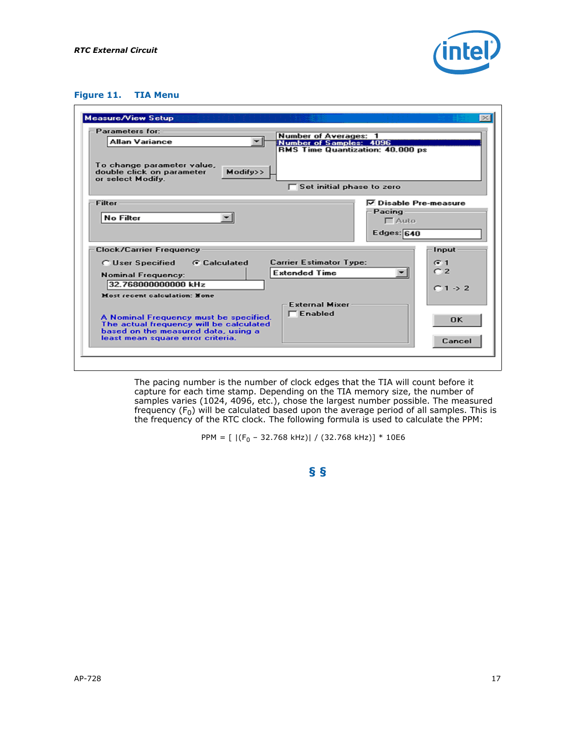**Figure 11. TIA Menu**

The pacing number is the number of clock edges that the TIA will count before it capture for each time stamp. Depending on the TIA memory size, the number of samples varies (1024, 4096, etc.), chose the largest number possible. The measured frequency ($F_0$) will be calculated based upon the average period of all samples. This is the frequency of the RTC clock. The following formula is used to calculate the PPM:

$$PPM = [\ |(F_0 - 32.768\ \text{kHz})|\ /\ (32.768\ \text{kHz})]\ *\ 10E6$$

§ §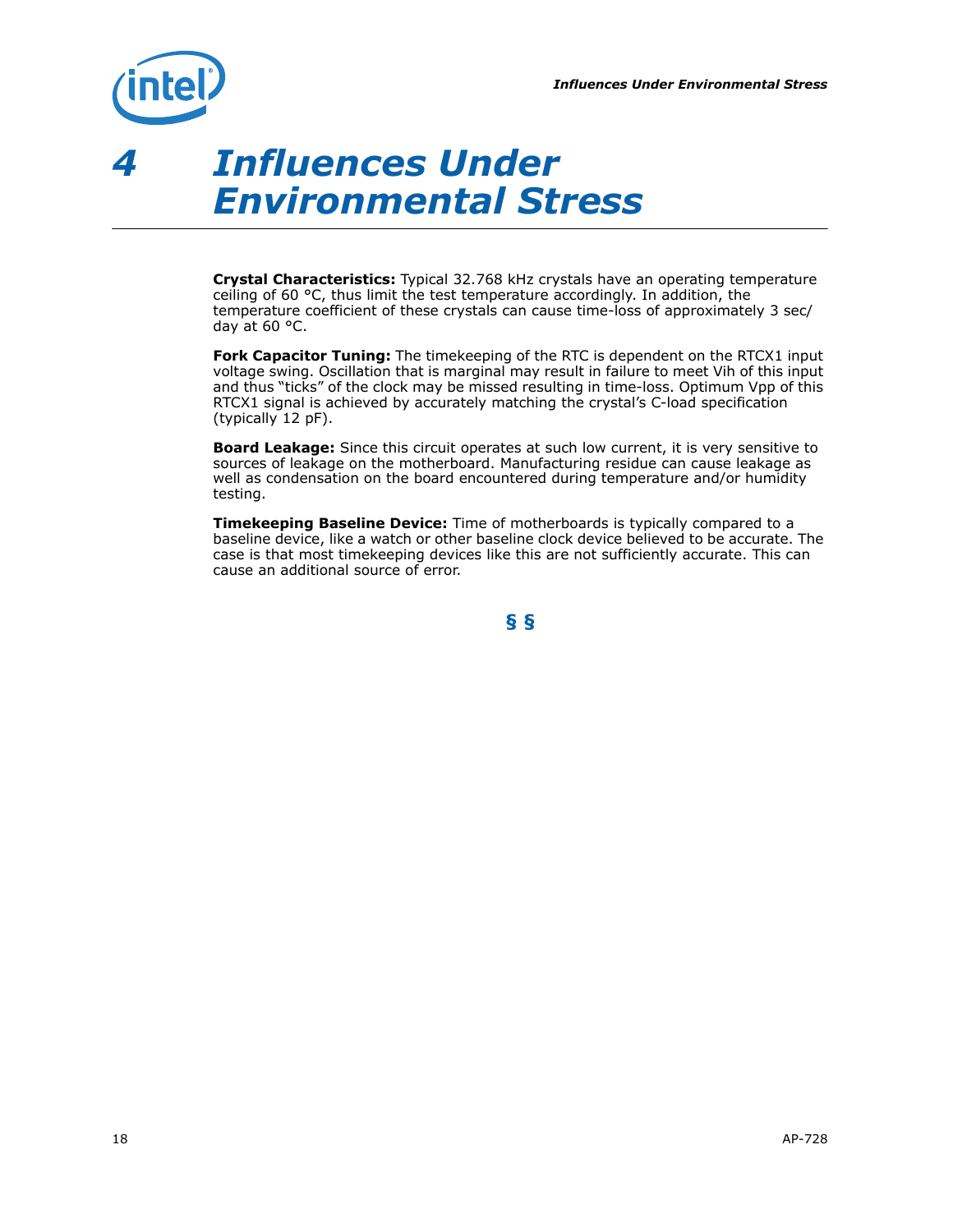# 4 Influences Under Environmental Stress

**Crystal Characteristics:** Typical 32.768 kHz crystals have an operating temperature ceiling of 60 °C, thus limit the test temperature accordingly. In addition, the temperature coefficient of these crystals can cause time-loss of approximately 3 sec/day at 60 °C.

**Fork Capacitor Tuning:** The timekeeping of the RTC is dependent on the RTCX1 input voltage swing. Oscillation that is marginal may result in failure to meet Vih of this input and thus "ticks" of the clock may be missed resulting in time-loss. Optimum Vpp of this RTCX1 signal is achieved by accurately matching the crystal's C-load specification (typically 12 pF).

**Board Leakage:** Since this circuit operates at such low current, it is very sensitive to sources of leakage on the motherboard. Manufacturing residue can cause leakage as well as condensation on the board encountered during temperature and/or humidity testing.

**Timekeeping Baseline Device:** Time of motherboards is typically compared to a baseline device, like a watch or other baseline clock device believed to be accurate. The case is that most timekeeping devices like this are not sufficiently accurate. This can cause an additional source of error.

§ §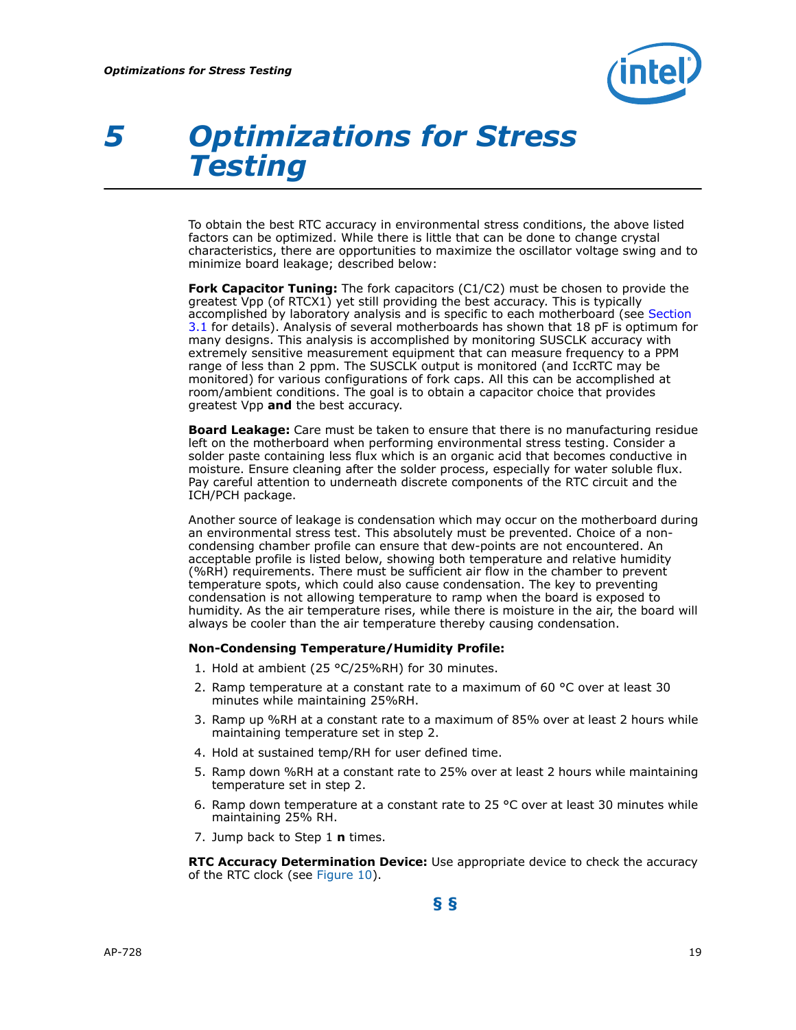# 5 Optimizations for Stress Testing

To obtain the best RTC accuracy in environmental stress conditions, the above listed factors can be optimized. While there is little that can be done to change crystal characteristics, there are opportunities to maximize the oscillator voltage swing and to minimize board leakage; described below:

**Fork Capacitor Tuning:** The fork capacitors (C1/C2) must be chosen to provide the greatest Vpp (of RTCX1) yet still providing the best accuracy. This is typically accomplished by laboratory analysis and is specific to each motherboard (see Section 3.1 for details). Analysis of several motherboards has shown that 18 pF is optimum for many designs. This analysis is accomplished by monitoring SUSCLK accuracy with extremely sensitive measurement equipment that can measure frequency to a PPM range of less than 2 ppm. The SUSCLK output is monitored (and IccRTC may be monitored) for various configurations of fork caps. All this can be accomplished at room/ambient conditions. The goal is to obtain a capacitor choice that provides greatest Vpp **and** the best accuracy.

**Board Leakage:** Care must be taken to ensure that there is no manufacturing residue left on the motherboard when performing environmental stress testing. Consider a solder paste containing less flux which is an organic acid that becomes conductive in moisture. Ensure cleaning after the solder process, especially for water soluble flux. Pay careful attention to underneath discrete components of the RTC circuit and the ICH/PCH package.

Another source of leakage is condensation which may occur on the motherboard during an environmental stress test. This absolutely must be prevented. Choice of a non-condensing chamber profile can ensure that dew-points are not encountered. An acceptable profile is listed below, showing both temperature and relative humidity (%RH) requirements. There must be sufficient air flow in the chamber to prevent temperature spots, which could also cause condensation. The key to preventing condensation is not allowing temperature to ramp when the board is exposed to humidity. As the air temperature rises, while there is moisture in the air, the board will always be cooler than the air temperature thereby causing condensation.

**Non-Condensing Temperature/Humidity Profile:**

1. Hold at ambient (25 °C/25%RH) for 30 minutes.
2. Ramp temperature at a constant rate to a maximum of 60 °C over at least 30 minutes while maintaining 25%RH.
3. Ramp up %RH at a constant rate to a maximum of 85% over at least 2 hours while maintaining temperature set in step 2.
4. Hold at sustained temp/RH for user defined time.
5. Ramp down %RH at a constant rate to 25% over at least 2 hours while maintaining temperature set in step 2.
6. Ramp down temperature at a constant rate to 25 °C over at least 30 minutes while maintaining 25% RH.
7. Jump back to Step 1 **n** times.

**RTC Accuracy Determination Device:** Use appropriate device to check the accuracy of the RTC clock (see Figure 10).

§ §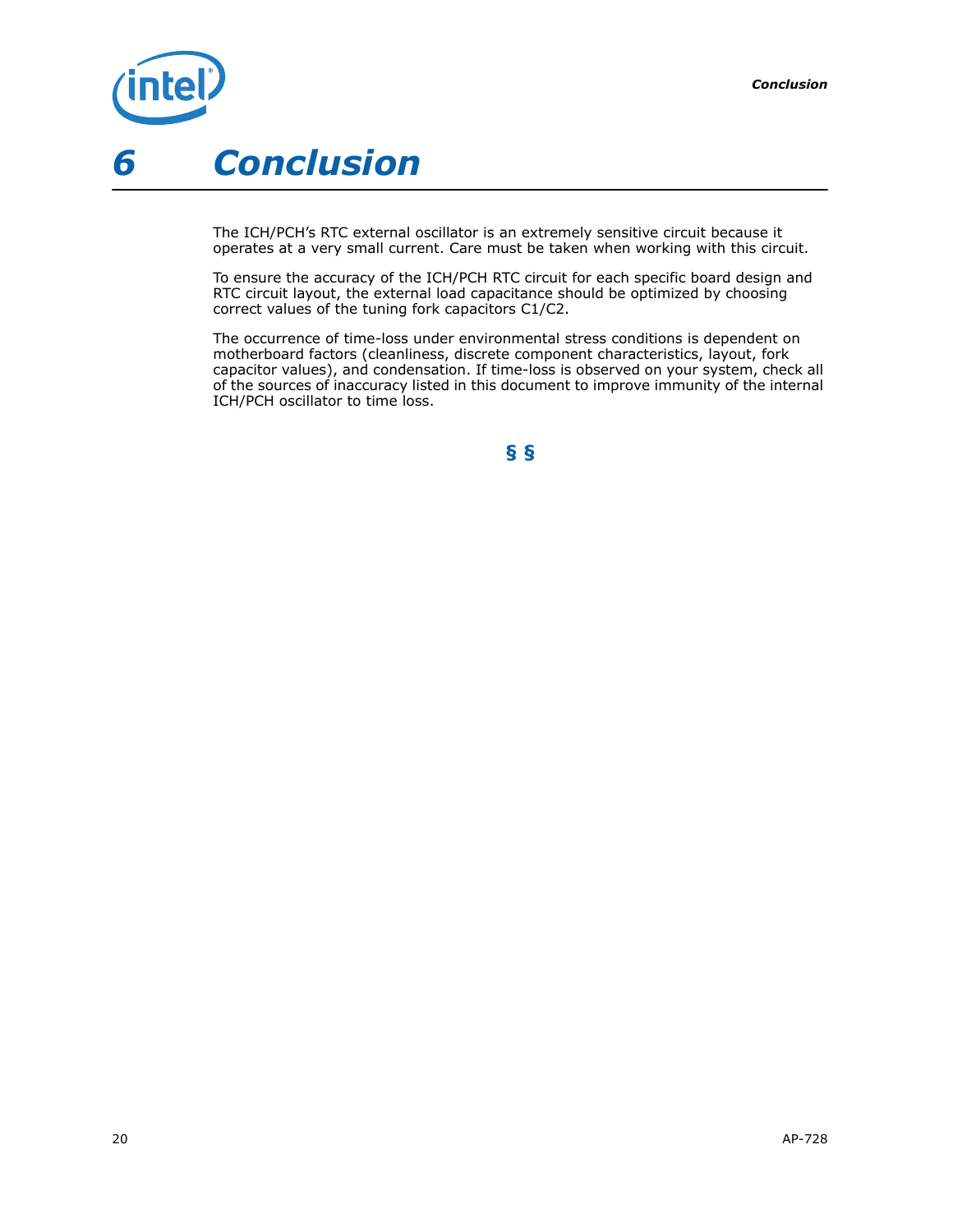# 6 Conclusion

The ICH/PCH's RTC external oscillator is an extremely sensitive circuit because it operates at a very small current. Care must be taken when working with this circuit.

To ensure the accuracy of the ICH/PCH RTC circuit for each specific board design and RTC circuit layout, the external load capacitance should be optimized by choosing correct values of the tuning fork capacitors C1/C2.

The occurrence of time-loss under environmental stress conditions is dependent on motherboard factors (cleanliness, discrete component characteristics, layout, fork capacitor values), and condensation. If time-loss is observed on your system, check all of the sources of inaccuracy listed in this document to improve immunity of the internal ICH/PCH oscillator to time loss.

§ §